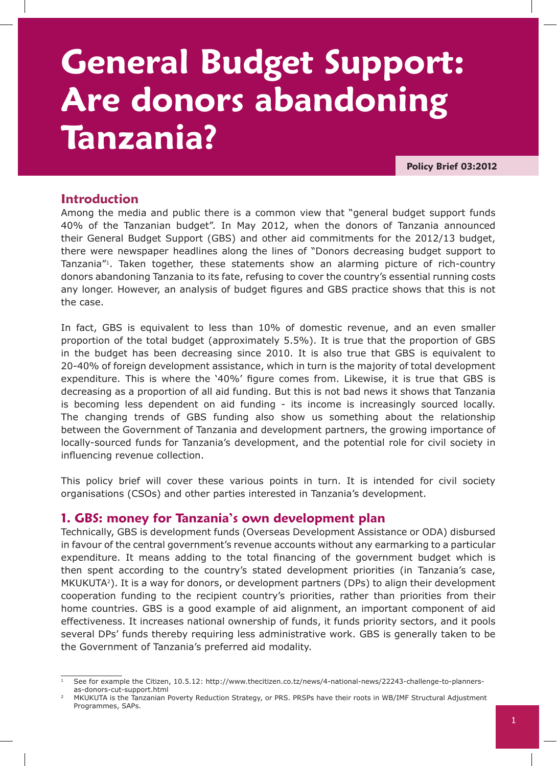# General Budget Support: Are donors abandoning Tanzania?

**Policy Brief 03:2012**

## Introduction

Among the media and public there is a common view that "general budget support funds 40% of the Tanzanian budget". In May 2012, when the donors of Tanzania announced their General Budget Support (GBS) and other aid commitments for the 2012/13 budget, there were newspaper headlines along the lines of "Donors decreasing budget support to Tanzania"[1]. Taken together, these statements show an alarming picture of rich-country donors abandoning Tanzania to its fate, refusing to cover the country's essential running costs any longer. However, an analysis of budget figures and GBS practice shows that this is not the case.

In fact, GBS is equivalent to less than 10% of domestic revenue, and an even smaller proportion of the total budget (approximately 5.5%). It is true that the proportion of GBS in the budget has been decreasing since 2010. It is also true that GBS is equivalent to 20-40% of foreign development assistance, which in turn is the majority of total development expenditure. This is where the '40%' figure comes from. Likewise, it is true that GBS is decreasing as a proportion of all aid funding. But this is not bad news it shows that Tanzania is becoming less dependent on aid funding - its income is increasingly sourced locally. The changing trends of GBS funding also show us something about the relationship between the Government of Tanzania and development partners, the growing importance of locally-sourced funds for Tanzania's development, and the potential role for civil society in influencing revenue collection.

This policy brief will cover these various points in turn. It is intended for civil society organisations (CSOs) and other parties interested in Tanzania's development.

## 1. GBS: money for Tanzania's own development plan

Technically, GBS is development funds (Overseas Development Assistance or ODA) disbursed in favour of the central government's revenue accounts without any earmarking to a particular expenditure. It means adding to the total financing of the government budget which is then spent according to the country's stated development priorities (in Tanzania's case, MKUKUTA[2]). It is a way for donors, or development partners (DPs) to align their development cooperation funding to the recipient country's priorities, rather than priorities from their home countries. GBS is a good example of aid alignment, an important component of aid effectiveness. It increases national ownership of funds, it funds priority sectors, and it pools several DPs' funds thereby requiring less administrative work. GBS is generally taken to be the Government of Tanzania's preferred aid modality.

---

[1] See for example the Citizen, 10.5.12: http://www.thecitizen.co.tz/news/4-national-news/22243-challenge-to-planners-as-donors-cut-support.html

[2] MKUKUTA is the Tanzanian Poverty Reduction Strategy, or PRS. PRSPs have their roots in WB/IMF Structural Adjustment Programmes, SAPs.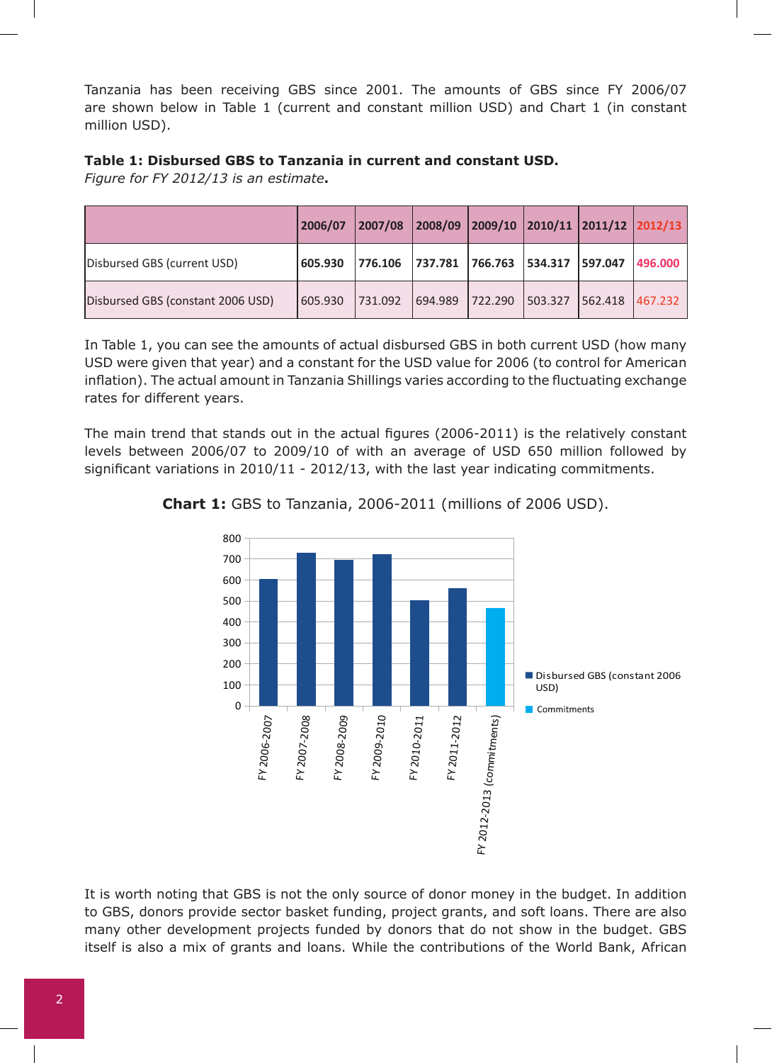Tanzania has been receiving GBS since 2001. The amounts of GBS since FY 2006/07 are shown below in Table 1 (current and constant million USD) and Chart 1 (in constant million USD).

**Table 1: Disbursed GBS to Tanzania in current and constant USD.**
*Figure for FY 2012/13 is an estimate***.**

| | 2006/07 | 2007/08 | 2008/09 | 2009/10 | 2010/11 | 2011/12 | 2012/13 |
|---|---|---|---|---|---|---|---|
| Disbursed GBS (current USD) | **605.930** | **776.106** | **737.781** | **766.763** | **534.317** | **597.047** | **496.000** |
| Disbursed GBS (constant 2006 USD) | 605.930 | 731.092 | 694.989 | 722.290 | 503.327 | 562.418 | 467.232 |

In Table 1, you can see the amounts of actual disbursed GBS in both current USD (how many USD were given that year) and a constant for the USD value for 2006 (to control for American inflation). The actual amount in Tanzania Shillings varies according to the fluctuating exchange rates for different years.

The main trend that stands out in the actual figures (2006-2011) is the relatively constant levels between 2006/07 to 2009/10 of with an average of USD 650 million followed by significant variations in 2010/11 - 2012/13, with the last year indicating commitments.

**Chart 1:** GBS to Tanzania, 2006-2011 (millions of 2006 USD).

| | Disbursed GBS (constant 2006 USD) | Commitments |
|---|---|---|
| FY 2006-2007 | 605.930 | |
| FY 2007-2008 | 731.092 | |
| FY 2008-2009 | 694.989 | |
| FY 2009-2010 | 722.290 | |
| FY 2010-2011 | 503.327 | |
| FY 2011-2012 | 562.418 | |
| FY 2012-2013 (commitments) | | 467.232 |

It is worth noting that GBS is not the only source of donor money in the budget. In addition to GBS, donors provide sector basket funding, project grants, and soft loans. There are also many other development projects funded by donors that do not show in the budget. GBS itself is also a mix of grants and loans. While the contributions of the World Bank, African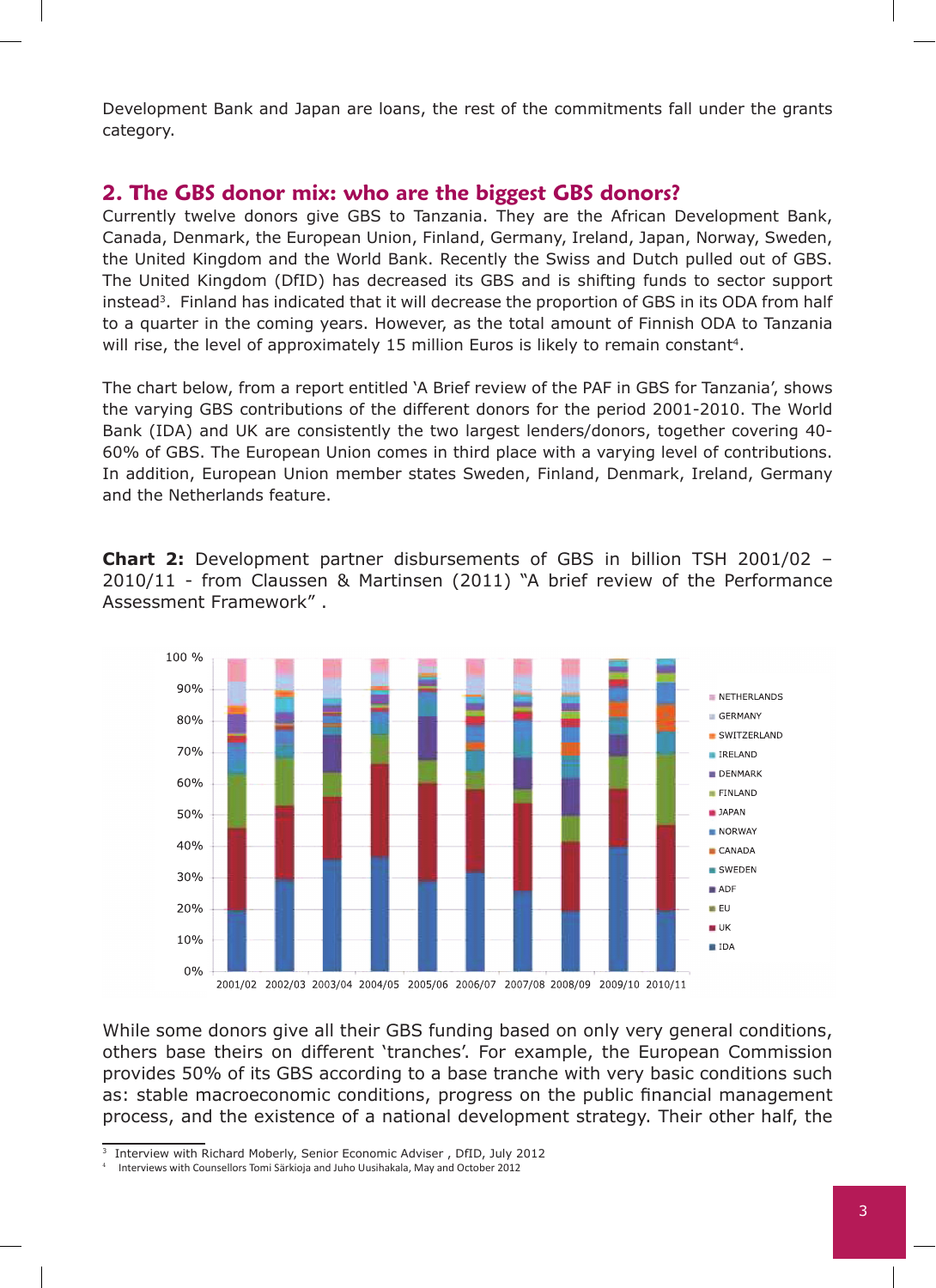Development Bank and Japan are loans, the rest of the commitments fall under the grants category.

## 2. The GBS donor mix: who are the biggest GBS donors?

Currently twelve donors give GBS to Tanzania. They are the African Development Bank, Canada, Denmark, the European Union, Finland, Germany, Ireland, Japan, Norway, Sweden, the United Kingdom and the World Bank. Recently the Swiss and Dutch pulled out of GBS. The United Kingdom (DfID) has decreased its GBS and is shifting funds to sector support instead[3]. Finland has indicated that it will decrease the proportion of GBS in its ODA from half to a quarter in the coming years. However, as the total amount of Finnish ODA to Tanzania will rise, the level of approximately 15 million Euros is likely to remain constant[4].

The chart below, from a report entitled 'A Brief review of the PAF in GBS for Tanzania', shows the varying GBS contributions of the different donors for the period 2001-2010. The World Bank (IDA) and UK are consistently the two largest lenders/donors, together covering 40-60% of GBS. The European Union comes in third place with a varying level of contributions. In addition, European Union member states Sweden, Finland, Denmark, Ireland, Germany and the Netherlands feature.

**Chart 2:** Development partner disbursements of GBS in billion TSH 2001/02 – 2010/11 - from Claussen & Martinsen (2011) "A brief review of the Performance Assessment Framework" .

While some donors give all their GBS funding based on only very general conditions, others base theirs on different 'tranches'. For example, the European Commission provides 50% of its GBS according to a base tranche with very basic conditions such as: stable macroeconomic conditions, progress on the public financial management process, and the existence of a national development strategy. Their other half, the

---

[3] Interview with Richard Moberly, Senior Economic Adviser , DfID, July 2012

[4] Interviews with Counsellors Tomi Särkioja and Juho Uusihakala, May and October 2012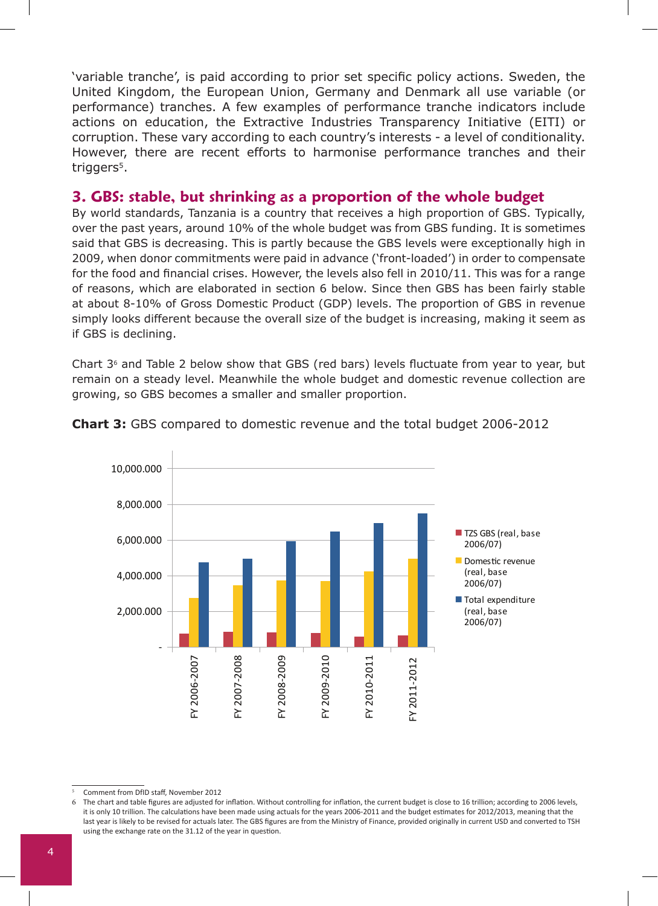'variable tranche', is paid according to prior set specific policy actions. Sweden, the United Kingdom, the European Union, Germany and Denmark all use variable (or performance) tranches. A few examples of performance tranche indicators include actions on education, the Extractive Industries Transparency Initiative (EITI) or corruption. These vary according to each country's interests - a level of conditionality. However, there are recent efforts to harmonise performance tranches and their triggers[5].

## 3. GBS: stable, but shrinking as a proportion of the whole budget

By world standards, Tanzania is a country that receives a high proportion of GBS. Typically, over the past years, around 10% of the whole budget was from GBS funding. It is sometimes said that GBS is decreasing. This is partly because the GBS levels were exceptionally high in 2009, when donor commitments were paid in advance ('front-loaded') in order to compensate for the food and financial crises. However, the levels also fell in 2010/11. This was for a range of reasons, which are elaborated in section 6 below. Since then GBS has been fairly stable at about 8-10% of Gross Domestic Product (GDP) levels. The proportion of GBS in revenue simply looks different because the overall size of the budget is increasing, making it seem as if GBS is declining.

Chart 3[6] and Table 2 below show that GBS (red bars) levels fluctuate from year to year, but remain on a steady level. Meanwhile the whole budget and domestic revenue collection are growing, so GBS becomes a smaller and smaller proportion.

**Chart 3:** GBS compared to domestic revenue and the total budget 2006-2012

---

[5] Comment from DfID staff, November 2012

[6] The chart and table figures are adjusted for inflation. Without controlling for inflation, the current budget is close to 16 trillion; according to 2006 levels, it is only 10 trillion. The calculations have been made using actuals for the years 2006-2011 and the budget estimates for 2012/2013, meaning that the last year is likely to be revised for actuals later. The GBS figures are from the Ministry of Finance, provided originally in current USD and converted to TSH using the exchange rate on the 31.12 of the year in question.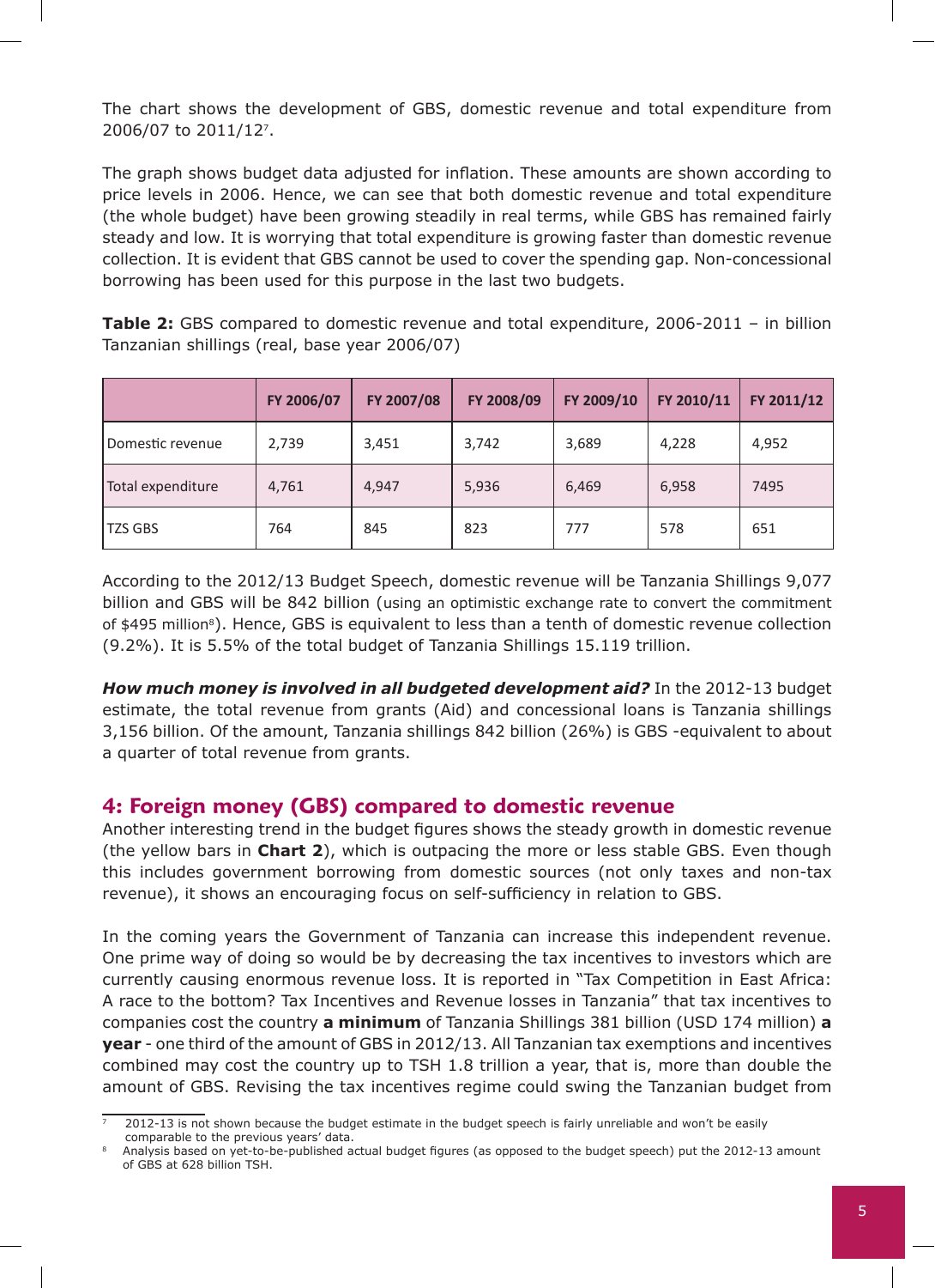The chart shows the development of GBS, domestic revenue and total expenditure from 2006/07 to 2011/12[7].

The graph shows budget data adjusted for inflation. These amounts are shown according to price levels in 2006. Hence, we can see that both domestic revenue and total expenditure (the whole budget) have been growing steadily in real terms, while GBS has remained fairly steady and low. It is worrying that total expenditure is growing faster than domestic revenue collection. It is evident that GBS cannot be used to cover the spending gap. Non-concessional borrowing has been used for this purpose in the last two budgets.

**Table 2:** GBS compared to domestic revenue and total expenditure, 2006-2011 – in billion Tanzanian shillings (real, base year 2006/07)

| | FY 2006/07 | FY 2007/08 | FY 2008/09 | FY 2009/10 | FY 2010/11 | FY 2011/12 |
|---|---|---|---|---|---|---|
| Domestic revenue | 2,739 | 3,451 | 3,742 | 3,689 | 4,228 | 4,952 |
| Total expenditure | 4,761 | 4,947 | 5,936 | 6,469 | 6,958 | 7495 |
| TZS GBS | 764 | 845 | 823 | 777 | 578 | 651 |

According to the 2012/13 Budget Speech, domestic revenue will be Tanzania Shillings 9,077 billion and GBS will be 842 billion (using an optimistic exchange rate to convert the commitment of $495 million[8]). Hence, GBS is equivalent to less than a tenth of domestic revenue collection (9.2%). It is 5.5% of the total budget of Tanzania Shillings 15.119 trillion.

***How much money is involved in all budgeted development aid?*** In the 2012-13 budget estimate, the total revenue from grants (Aid) and concessional loans is Tanzania shillings 3,156 billion. Of the amount, Tanzania shillings 842 billion (26%) is GBS -equivalent to about a quarter of total revenue from grants.

## 4: Foreign money (GBS) compared to domestic revenue

Another interesting trend in the budget figures shows the steady growth in domestic revenue (the yellow bars in **Chart 2**), which is outpacing the more or less stable GBS. Even though this includes government borrowing from domestic sources (not only taxes and non-tax revenue), it shows an encouraging focus on self-sufficiency in relation to GBS.

In the coming years the Government of Tanzania can increase this independent revenue. One prime way of doing so would be by decreasing the tax incentives to investors which are currently causing enormous revenue loss. It is reported in "Tax Competition in East Africa: A race to the bottom? Tax Incentives and Revenue losses in Tanzania" that tax incentives to companies cost the country **a minimum** of Tanzania Shillings 381 billion (USD 174 million) **a year** - one third of the amount of GBS in 2012/13. All Tanzanian tax exemptions and incentives combined may cost the country up to TSH 1.8 trillion a year, that is, more than double the amount of GBS. Revising the tax incentives regime could swing the Tanzanian budget from

---

[7] 2012-13 is not shown because the budget estimate in the budget speech is fairly unreliable and won't be easily comparable to the previous years' data.

[8] Analysis based on yet-to-be-published actual budget figures (as opposed to the budget speech) put the 2012-13 amount of GBS at 628 billion TSH.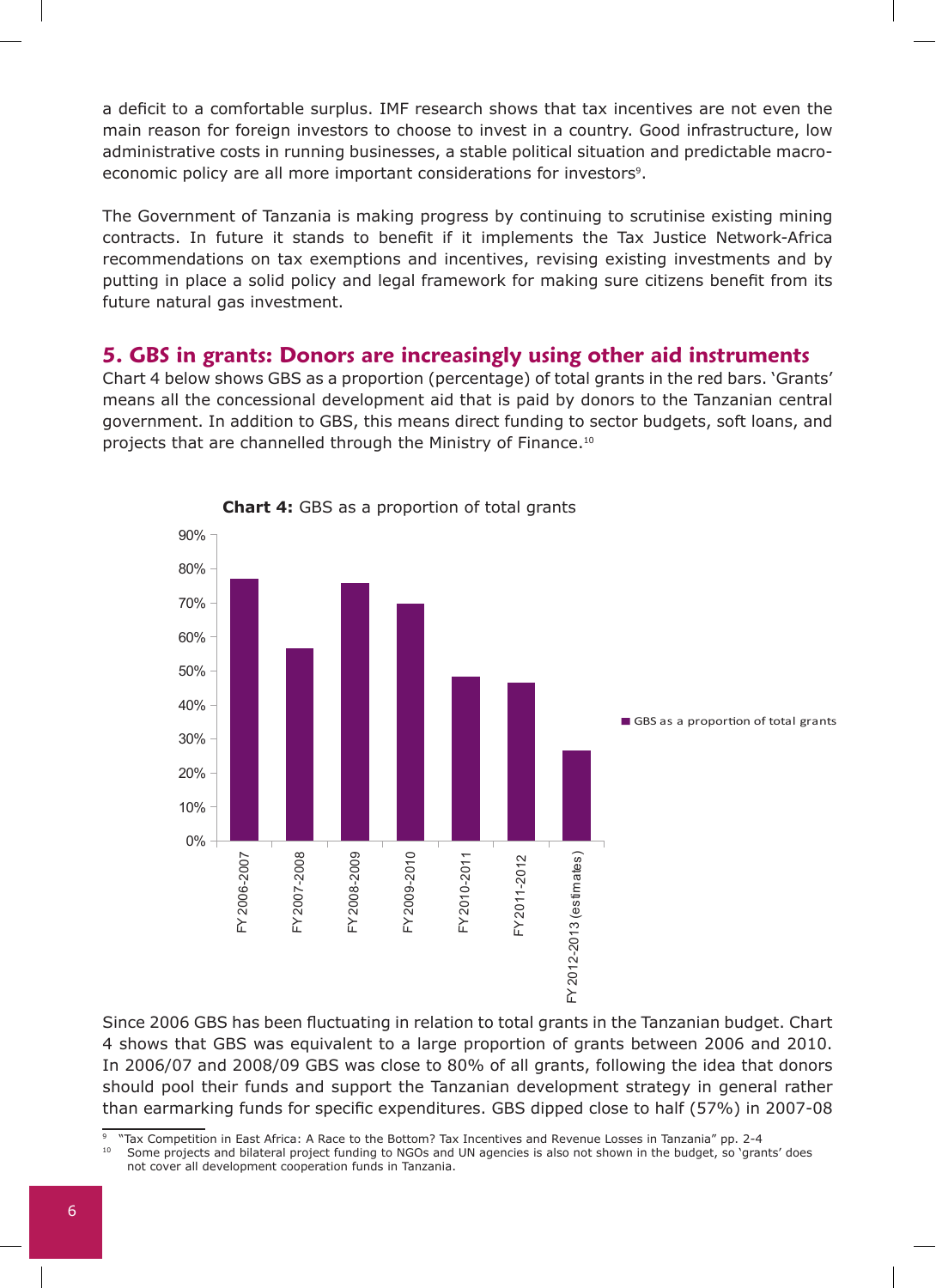a deficit to a comfortable surplus. IMF research shows that tax incentives are not even the main reason for foreign investors to choose to invest in a country. Good infrastructure, low administrative costs in running businesses, a stable political situation and predictable macro-economic policy are all more important considerations for investors[9].

The Government of Tanzania is making progress by continuing to scrutinise existing mining contracts. In future it stands to benefit if it implements the Tax Justice Network-Africa recommendations on tax exemptions and incentives, revising existing investments and by putting in place a solid policy and legal framework for making sure citizens benefit from its future natural gas investment.

## 5. GBS in grants: Donors are increasingly using other aid instruments

Chart 4 below shows GBS as a proportion (percentage) of total grants in the red bars. 'Grants' means all the concessional development aid that is paid by donors to the Tanzanian central government. In addition to GBS, this means direct funding to sector budgets, soft loans, and projects that are channelled through the Ministry of Finance.[10]

**Chart 4:** GBS as a proportion of total grants

| | GBS as a proportion of total grants |
|---|---|
| FY 2006-2007 | ~77% |
| FY 2007-2008 | ~57% |
| FY 2008-2009 | ~76% |
| FY 2009-2010 | ~70% |
| FY 2010-2011 | ~48% |
| FY 2011-2012 | ~46% |
| FY 2012-2013 (estimates) | ~27% |

Since 2006 GBS has been fluctuating in relation to total grants in the Tanzanian budget. Chart 4 shows that GBS was equivalent to a large proportion of grants between 2006 and 2010. In 2006/07 and 2008/09 GBS was close to 80% of all grants, following the idea that donors should pool their funds and support the Tanzanian development strategy in general rather than earmarking funds for specific expenditures. GBS dipped close to half (57%) in 2007-08

---

[9] "Tax Competition in East Africa: A Race to the Bottom? Tax Incentives and Revenue Losses in Tanzania" pp. 2-4

[10] Some projects and bilateral project funding to NGOs and UN agencies is also not shown in the budget, so 'grants' does not cover all development cooperation funds in Tanzania.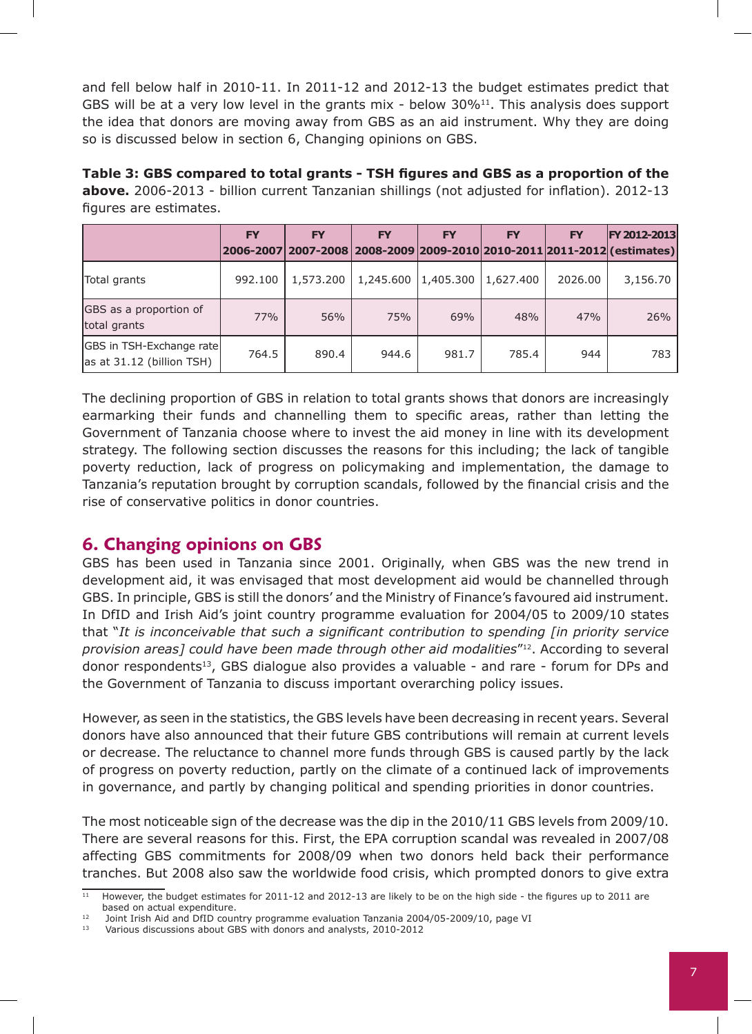and fell below half in 2010-11. In 2011-12 and 2012-13 the budget estimates predict that GBS will be at a very low level in the grants mix - below 30%[11]. This analysis does support the idea that donors are moving away from GBS as an aid instrument. Why they are doing so is discussed below in section 6, Changing opinions on GBS.

**Table 3: GBS compared to total grants - TSH figures and GBS as a proportion of the above.** 2006-2013 - billion current Tanzanian shillings (not adjusted for inflation). 2012-13 figures are estimates.

| | FY 2006-2007 | FY 2007-2008 | FY 2008-2009 | FY 2009-2010 | FY 2010-2011 | FY 2011-2012 | FY 2012-2013 (estimates) |
|---|---|---|---|---|---|---|---|
| Total grants | 992.100 | 1,573.200 | 1,245.600 | 1,405.300 | 1,627.400 | 2026.00 | 3,156.70 |
| GBS as a proportion of total grants | 77% | 56% | 75% | 69% | 48% | 47% | 26% |
| GBS in TSH-Exchange rate as at 31.12 (billion TSH) | 764.5 | 890.4 | 944.6 | 981.7 | 785.4 | 944 | 783 |

The declining proportion of GBS in relation to total grants shows that donors are increasingly earmarking their funds and channelling them to specific areas, rather than letting the Government of Tanzania choose where to invest the aid money in line with its development strategy. The following section discusses the reasons for this including; the lack of tangible poverty reduction, lack of progress on policymaking and implementation, the damage to Tanzania's reputation brought by corruption scandals, followed by the financial crisis and the rise of conservative politics in donor countries.

## 6. Changing opinions on GBS

GBS has been used in Tanzania since 2001. Originally, when GBS was the new trend in development aid, it was envisaged that most development aid would be channelled through GBS. In principle, GBS is still the donors' and the Ministry of Finance's favoured aid instrument. In DfID and Irish Aid's joint country programme evaluation for 2004/05 to 2009/10 states that "*It is inconceivable that such a significant contribution to spending [in priority service provision areas] could have been made through other aid modalities*"[12]. According to several donor respondents[13], GBS dialogue also provides a valuable - and rare - forum for DPs and the Government of Tanzania to discuss important overarching policy issues.

However, as seen in the statistics, the GBS levels have been decreasing in recent years. Several donors have also announced that their future GBS contributions will remain at current levels or decrease. The reluctance to channel more funds through GBS is caused partly by the lack of progress on poverty reduction, partly on the climate of a continued lack of improvements in governance, and partly by changing political and spending priorities in donor countries.

The most noticeable sign of the decrease was the dip in the 2010/11 GBS levels from 2009/10. There are several reasons for this. First, the EPA corruption scandal was revealed in 2007/08 affecting GBS commitments for 2008/09 when two donors held back their performance tranches. But 2008 also saw the worldwide food crisis, which prompted donors to give extra

---

[11] However, the budget estimates for 2011-12 and 2012-13 are likely to be on the high side - the figures up to 2011 are based on actual expenditure.

[12] Joint Irish Aid and DfID country programme evaluation Tanzania 2004/05-2009/10, page VI

[13] Various discussions about GBS with donors and analysts, 2010-2012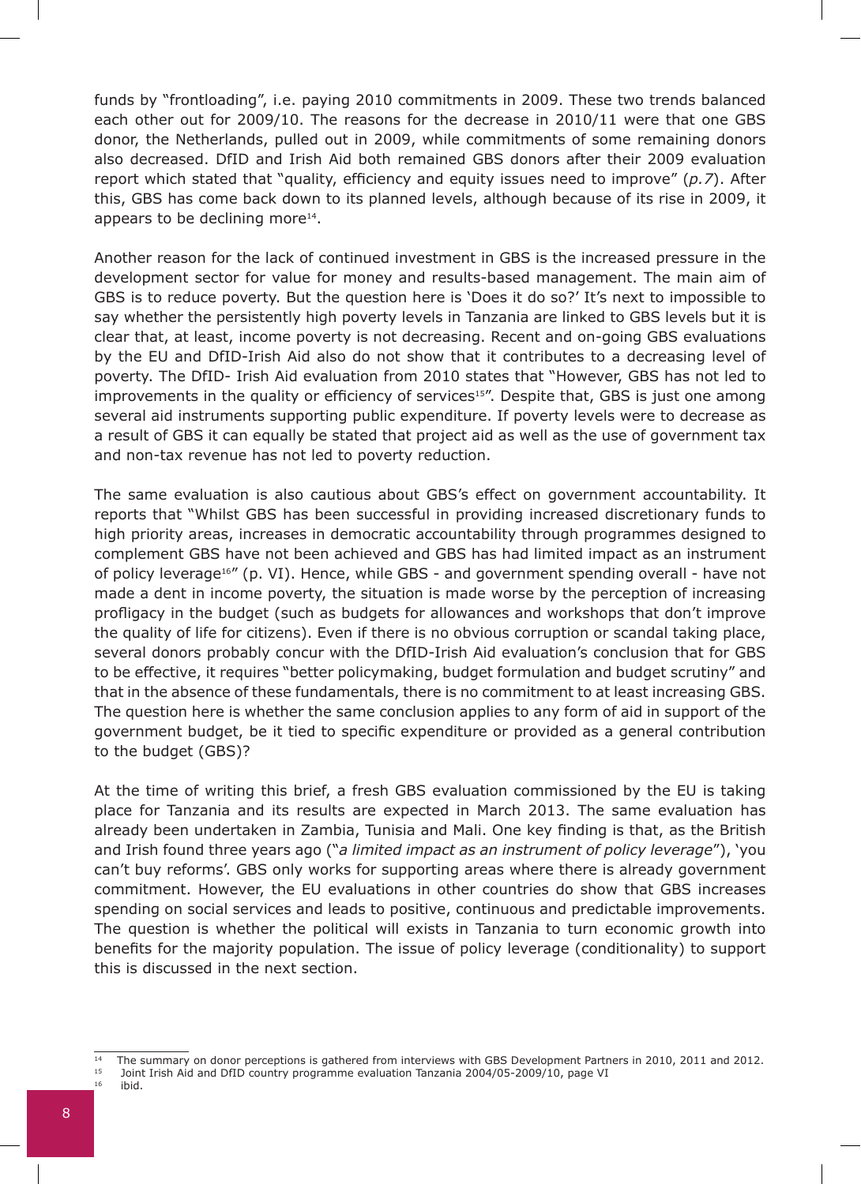funds by "frontloading", i.e. paying 2010 commitments in 2009. These two trends balanced each other out for 2009/10. The reasons for the decrease in 2010/11 were that one GBS donor, the Netherlands, pulled out in 2009, while commitments of some remaining donors also decreased. DfID and Irish Aid both remained GBS donors after their 2009 evaluation report which stated that "quality, efficiency and equity issues need to improve" (*p.7*). After this, GBS has come back down to its planned levels, although because of its rise in 2009, it appears to be declining more[14].

Another reason for the lack of continued investment in GBS is the increased pressure in the development sector for value for money and results-based management. The main aim of GBS is to reduce poverty. But the question here is 'Does it do so?' It's next to impossible to say whether the persistently high poverty levels in Tanzania are linked to GBS levels but it is clear that, at least, income poverty is not decreasing. Recent and on-going GBS evaluations by the EU and DfID-Irish Aid also do not show that it contributes to a decreasing level of poverty. The DfID- Irish Aid evaluation from 2010 states that "However, GBS has not led to improvements in the quality or efficiency of services[15]". Despite that, GBS is just one among several aid instruments supporting public expenditure. If poverty levels were to decrease as a result of GBS it can equally be stated that project aid as well as the use of government tax and non-tax revenue has not led to poverty reduction.

The same evaluation is also cautious about GBS's effect on government accountability. It reports that "Whilst GBS has been successful in providing increased discretionary funds to high priority areas, increases in democratic accountability through programmes designed to complement GBS have not been achieved and GBS has had limited impact as an instrument of policy leverage[16]" (p. VI). Hence, while GBS - and government spending overall - have not made a dent in income poverty, the situation is made worse by the perception of increasing profligacy in the budget (such as budgets for allowances and workshops that don't improve the quality of life for citizens). Even if there is no obvious corruption or scandal taking place, several donors probably concur with the DfID-Irish Aid evaluation's conclusion that for GBS to be effective, it requires "better policymaking, budget formulation and budget scrutiny" and that in the absence of these fundamentals, there is no commitment to at least increasing GBS. The question here is whether the same conclusion applies to any form of aid in support of the government budget, be it tied to specific expenditure or provided as a general contribution to the budget (GBS)?

At the time of writing this brief, a fresh GBS evaluation commissioned by the EU is taking place for Tanzania and its results are expected in March 2013. The same evaluation has already been undertaken in Zambia, Tunisia and Mali. One key finding is that, as the British and Irish found three years ago ("*a limited impact as an instrument of policy leverage*"), 'you can't buy reforms'. GBS only works for supporting areas where there is already government commitment. However, the EU evaluations in other countries do show that GBS increases spending on social services and leads to positive, continuous and predictable improvements. The question is whether the political will exists in Tanzania to turn economic growth into benefits for the majority population. The issue of policy leverage (conditionality) to support this is discussed in the next section.

---

[14] The summary on donor perceptions is gathered from interviews with GBS Development Partners in 2010, 2011 and 2012.

[15] Joint Irish Aid and DfID country programme evaluation Tanzania 2004/05-2009/10, page VI

[16] ibid.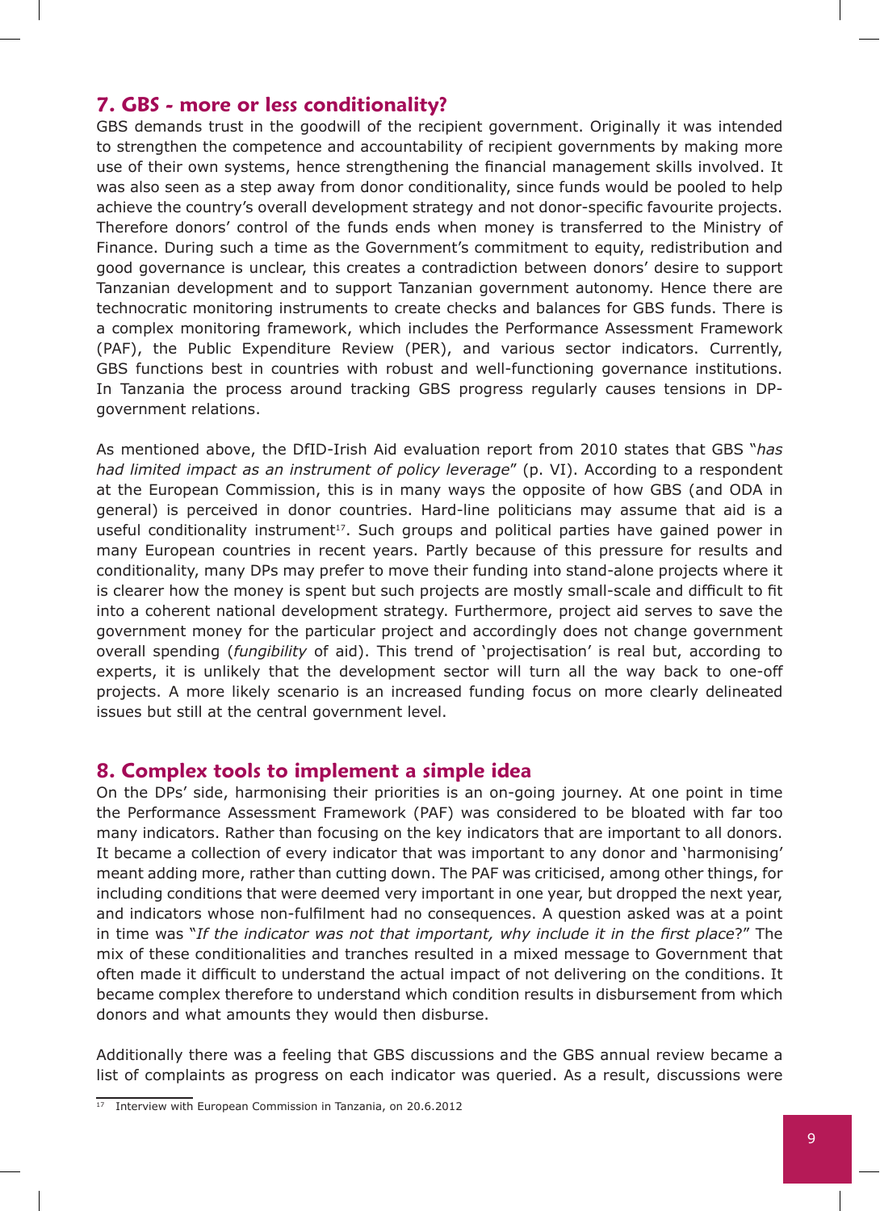## 7. GBS - more or less conditionality?

GBS demands trust in the goodwill of the recipient government. Originally it was intended to strengthen the competence and accountability of recipient governments by making more use of their own systems, hence strengthening the financial management skills involved. It was also seen as a step away from donor conditionality, since funds would be pooled to help achieve the country's overall development strategy and not donor-specific favourite projects. Therefore donors' control of the funds ends when money is transferred to the Ministry of Finance. During such a time as the Government's commitment to equity, redistribution and good governance is unclear, this creates a contradiction between donors' desire to support Tanzanian development and to support Tanzanian government autonomy. Hence there are technocratic monitoring instruments to create checks and balances for GBS funds. There is a complex monitoring framework, which includes the Performance Assessment Framework (PAF), the Public Expenditure Review (PER), and various sector indicators. Currently, GBS functions best in countries with robust and well-functioning governance institutions. In Tanzania the process around tracking GBS progress regularly causes tensions in DP-government relations.

As mentioned above, the DfID-Irish Aid evaluation report from 2010 states that GBS "*has had limited impact as an instrument of policy leverage*" (p. VI). According to a respondent at the European Commission, this is in many ways the opposite of how GBS (and ODA in general) is perceived in donor countries. Hard-line politicians may assume that aid is a useful conditionality instrument[17]. Such groups and political parties have gained power in many European countries in recent years. Partly because of this pressure for results and conditionality, many DPs may prefer to move their funding into stand-alone projects where it is clearer how the money is spent but such projects are mostly small-scale and difficult to fit into a coherent national development strategy. Furthermore, project aid serves to save the government money for the particular project and accordingly does not change government overall spending (*fungibility* of aid). This trend of 'projectisation' is real but, according to experts, it is unlikely that the development sector will turn all the way back to one-off projects. A more likely scenario is an increased funding focus on more clearly delineated issues but still at the central government level.

## 8. Complex tools to implement a simple idea

On the DPs' side, harmonising their priorities is an on-going journey. At one point in time the Performance Assessment Framework (PAF) was considered to be bloated with far too many indicators. Rather than focusing on the key indicators that are important to all donors. It became a collection of every indicator that was important to any donor and 'harmonising' meant adding more, rather than cutting down. The PAF was criticised, among other things, for including conditions that were deemed very important in one year, but dropped the next year, and indicators whose non-fulfilment had no consequences. A question asked was at a point in time was "*If the indicator was not that important, why include it in the first place*?" The mix of these conditionalities and tranches resulted in a mixed message to Government that often made it difficult to understand the actual impact of not delivering on the conditions. It became complex therefore to understand which condition results in disbursement from which donors and what amounts they would then disburse.

Additionally there was a feeling that GBS discussions and the GBS annual review became a list of complaints as progress on each indicator was queried. As a result, discussions were

[17] Interview with European Commission in Tanzania, on 20.6.2012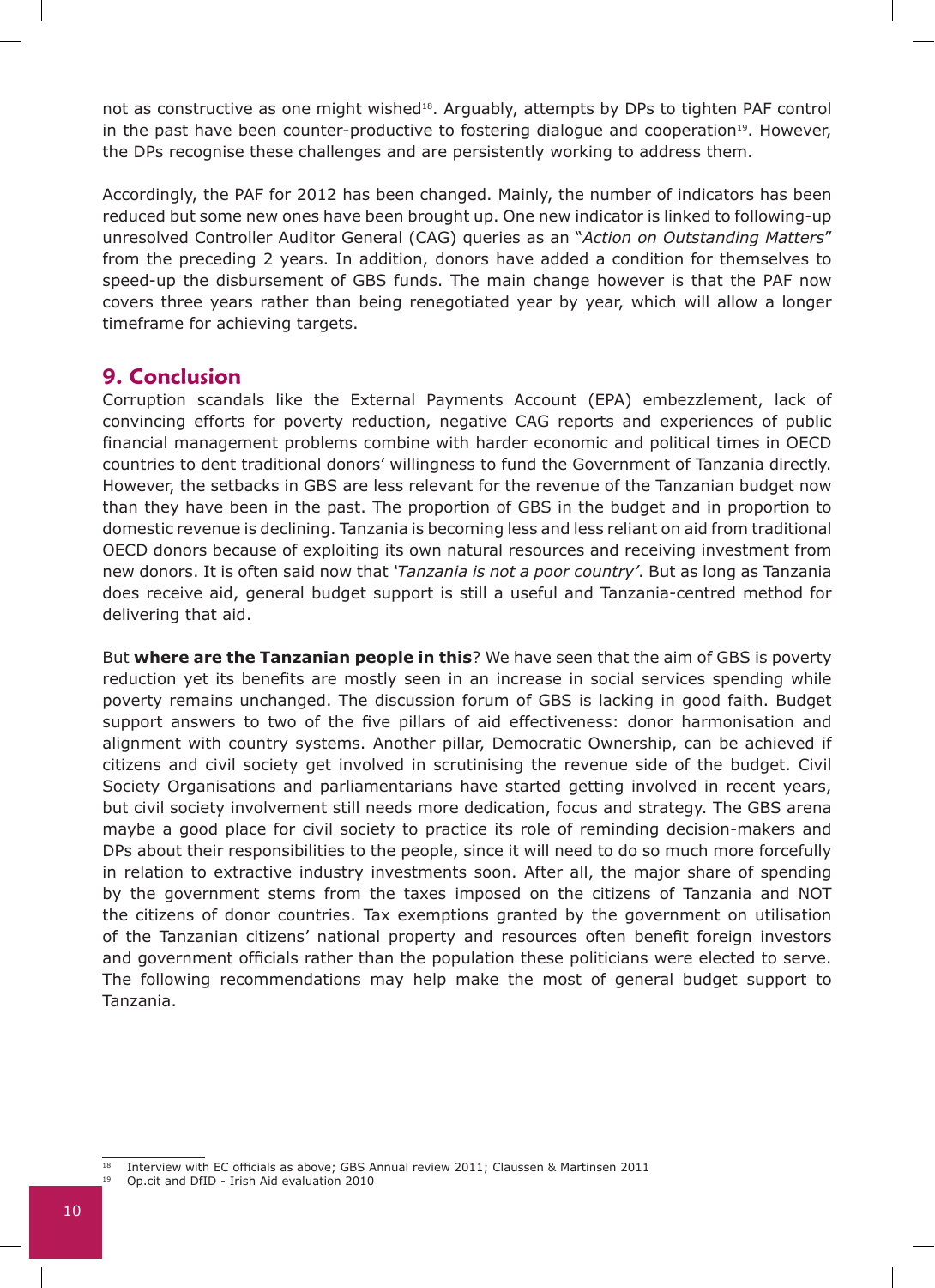not as constructive as one might wished[18]. Arguably, attempts by DPs to tighten PAF control in the past have been counter-productive to fostering dialogue and cooperation[19]. However, the DPs recognise these challenges and are persistently working to address them.

Accordingly, the PAF for 2012 has been changed. Mainly, the number of indicators has been reduced but some new ones have been brought up. One new indicator is linked to following-up unresolved Controller Auditor General (CAG) queries as an "*Action on Outstanding Matters*" from the preceding 2 years. In addition, donors have added a condition for themselves to speed-up the disbursement of GBS funds. The main change however is that the PAF now covers three years rather than being renegotiated year by year, which will allow a longer timeframe for achieving targets.

## 9. Conclusion

Corruption scandals like the External Payments Account (EPA) embezzlement, lack of convincing efforts for poverty reduction, negative CAG reports and experiences of public financial management problems combine with harder economic and political times in OECD countries to dent traditional donors' willingness to fund the Government of Tanzania directly. However, the setbacks in GBS are less relevant for the revenue of the Tanzanian budget now than they have been in the past. The proportion of GBS in the budget and in proportion to domestic revenue is declining. Tanzania is becoming less and less reliant on aid from traditional OECD donors because of exploiting its own natural resources and receiving investment from new donors. It is often said now that *'Tanzania is not a poor country'*. But as long as Tanzania does receive aid, general budget support is still a useful and Tanzania-centred method for delivering that aid.

But **where are the Tanzanian people in this**? We have seen that the aim of GBS is poverty reduction yet its benefits are mostly seen in an increase in social services spending while poverty remains unchanged. The discussion forum of GBS is lacking in good faith. Budget support answers to two of the five pillars of aid effectiveness: donor harmonisation and alignment with country systems. Another pillar, Democratic Ownership, can be achieved if citizens and civil society get involved in scrutinising the revenue side of the budget. Civil Society Organisations and parliamentarians have started getting involved in recent years, but civil society involvement still needs more dedication, focus and strategy. The GBS arena maybe a good place for civil society to practice its role of reminding decision-makers and DPs about their responsibilities to the people, since it will need to do so much more forcefully in relation to extractive industry investments soon. After all, the major share of spending by the government stems from the taxes imposed on the citizens of Tanzania and NOT the citizens of donor countries. Tax exemptions granted by the government on utilisation of the Tanzanian citizens' national property and resources often benefit foreign investors and government officials rather than the population these politicians were elected to serve. The following recommendations may help make the most of general budget support to Tanzania.

---

[18] Interview with EC officials as above; GBS Annual review 2011; Claussen & Martinsen 2011

[19] Op.cit and DfID - Irish Aid evaluation 2010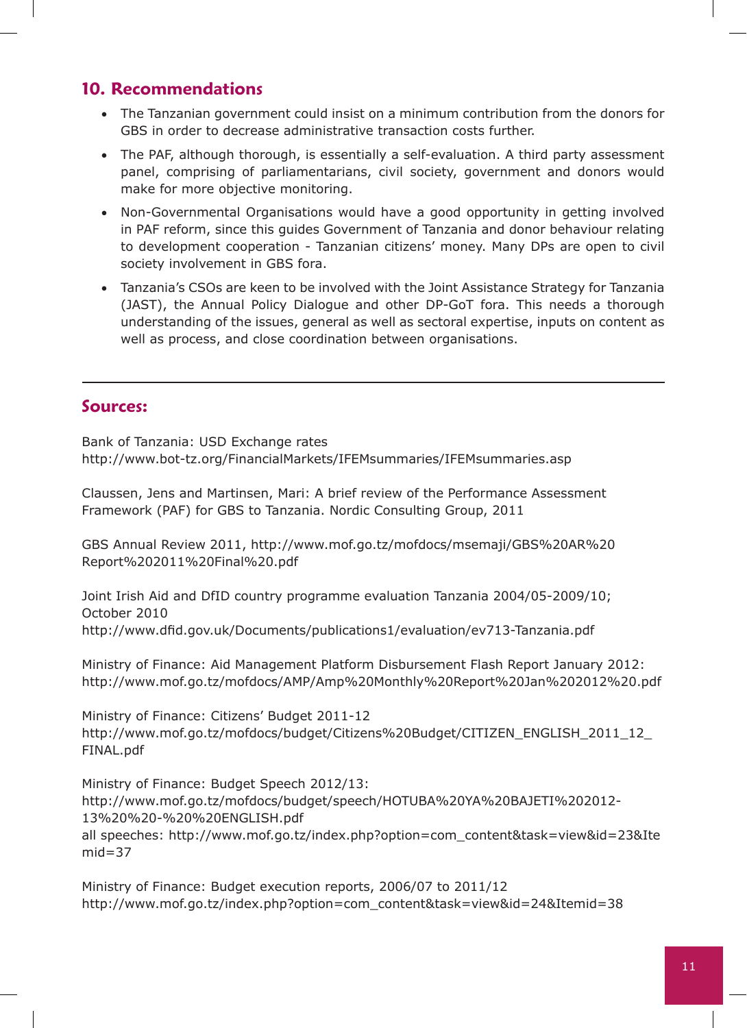## 10. Recommendations

- The Tanzanian government could insist on a minimum contribution from the donors for GBS in order to decrease administrative transaction costs further.
- The PAF, although thorough, is essentially a self-evaluation. A third party assessment panel, comprising of parliamentarians, civil society, government and donors would make for more objective monitoring.
- Non-Governmental Organisations would have a good opportunity in getting involved in PAF reform, since this guides Government of Tanzania and donor behaviour relating to development cooperation - Tanzanian citizens' money. Many DPs are open to civil society involvement in GBS fora.
- Tanzania's CSOs are keen to be involved with the Joint Assistance Strategy for Tanzania (JAST), the Annual Policy Dialogue and other DP-GoT fora. This needs a thorough understanding of the issues, general as well as sectoral expertise, inputs on content as well as process, and close coordination between organisations.

---

## Sources:

Bank of Tanzania: USD Exchange rates
http://www.bot-tz.org/FinancialMarkets/IFEMsummaries/IFEMsummaries.asp

Claussen, Jens and Martinsen, Mari: A brief review of the Performance Assessment Framework (PAF) for GBS to Tanzania. Nordic Consulting Group, 2011

GBS Annual Review 2011, http://www.mof.go.tz/mofdocs/msemaji/GBS%20AR%20Report%202011%20Final%20.pdf

Joint Irish Aid and DfID country programme evaluation Tanzania 2004/05-2009/10; October 2010
http://www.dfid.gov.uk/Documents/publications1/evaluation/ev713-Tanzania.pdf

Ministry of Finance: Aid Management Platform Disbursement Flash Report January 2012:
http://www.mof.go.tz/mofdocs/AMP/Amp%20Monthly%20Report%20Jan%202012%20.pdf

Ministry of Finance: Citizens' Budget 2011-12
http://www.mof.go.tz/mofdocs/budget/Citizens%20Budget/CITIZEN_ENGLISH_2011_12_FINAL.pdf

Ministry of Finance: Budget Speech 2012/13:
http://www.mof.go.tz/mofdocs/budget/speech/HOTUBA%20YA%20BAJETI%202012-13%20%20-%20%20ENGLISH.pdf
all speeches: http://www.mof.go.tz/index.php?option=com_content&task=view&id=23&Itemid=37

Ministry of Finance: Budget execution reports, 2006/07 to 2011/12
http://www.mof.go.tz/index.php?option=com_content&task=view&id=24&Itemid=38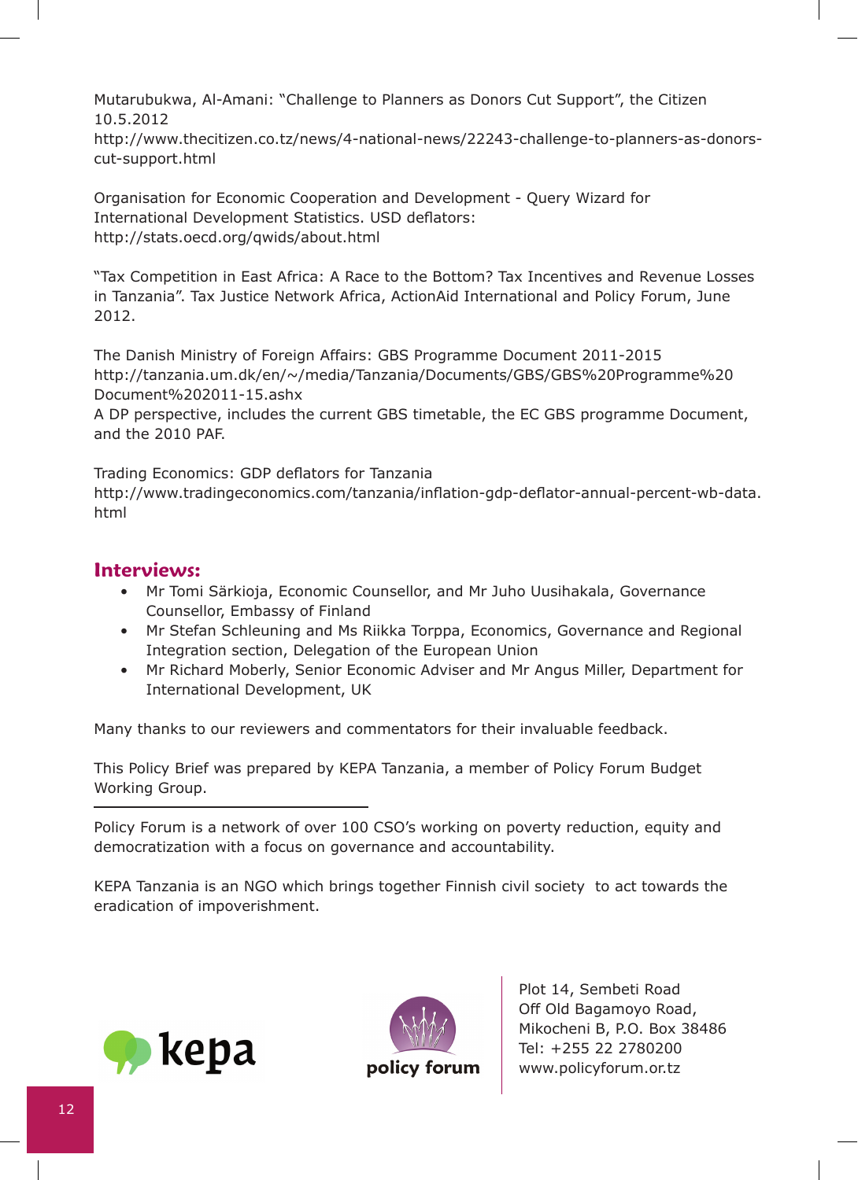Mutarubukwa, Al-Amani: "Challenge to Planners as Donors Cut Support", the Citizen 10.5.2012
http://www.thecitizen.co.tz/news/4-national-news/22243-challenge-to-planners-as-donors-cut-support.html

Organisation for Economic Cooperation and Development - Query Wizard for International Development Statistics. USD deflators:
http://stats.oecd.org/qwids/about.html

"Tax Competition in East Africa: A Race to the Bottom? Tax Incentives and Revenue Losses in Tanzania". Tax Justice Network Africa, ActionAid International and Policy Forum, June 2012.

The Danish Ministry of Foreign Affairs: GBS Programme Document 2011-2015
http://tanzania.um.dk/en/~/media/Tanzania/Documents/GBS/GBS%20Programme%20Document%202011-15.ashx
A DP perspective, includes the current GBS timetable, the EC GBS programme Document, and the 2010 PAF.

Trading Economics: GDP deflators for Tanzania
http://www.tradingeconomics.com/tanzania/inflation-gdp-deflator-annual-percent-wb-data.html

## Interviews:

- Mr Tomi Särkioja, Economic Counsellor, and Mr Juho Uusihakala, Governance Counsellor, Embassy of Finland
- Mr Stefan Schleuning and Ms Riikka Torppa, Economics, Governance and Regional Integration section, Delegation of the European Union
- Mr Richard Moberly, Senior Economic Adviser and Mr Angus Miller, Department for International Development, UK

Many thanks to our reviewers and commentators for their invaluable feedback.

This Policy Brief was prepared by KEPA Tanzania, a member of Policy Forum Budget Working Group.

---

Policy Forum is a network of over 100 CSO's working on poverty reduction, equity and democratization with a focus on governance and accountability.

KEPA Tanzania is an NGO which brings together Finnish civil society to act towards the eradication of impoverishment.

kepa

policy forum

Plot 14, Sembeti Road
Off Old Bagamoyo Road,
Mikocheni B, P.O. Box 38486
Tel: +255 22 2780200
www.policyforum.or.tz